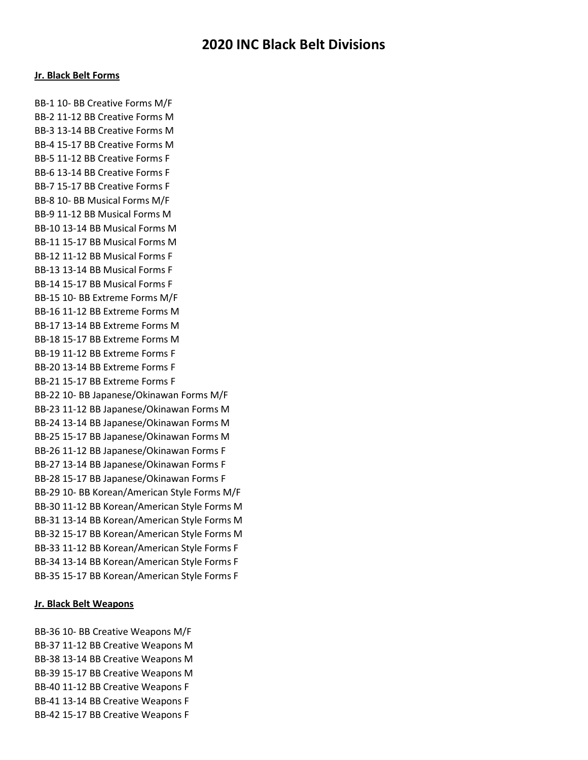# 2020 INC Black Belt Divisions

**Jr. Black Belt Forms**

BB-1 10- BB Creative Forms M/F
BB-2 11-12 BB Creative Forms M
BB-3 13-14 BB Creative Forms M
BB-4 15-17 BB Creative Forms M
BB-5 11-12 BB Creative Forms F
BB-6 13-14 BB Creative Forms F
BB-7 15-17 BB Creative Forms F
BB-8 10- BB Musical Forms M/F
BB-9 11-12 BB Musical Forms M
BB-10 13-14 BB Musical Forms M
BB-11 15-17 BB Musical Forms M
BB-12 11-12 BB Musical Forms F
BB-13 13-14 BB Musical Forms F
BB-14 15-17 BB Musical Forms F
BB-15 10- BB Extreme Forms M/F
BB-16 11-12 BB Extreme Forms M
BB-17 13-14 BB Extreme Forms M
BB-18 15-17 BB Extreme Forms M
BB-19 11-12 BB Extreme Forms F
BB-20 13-14 BB Extreme Forms F
BB-21 15-17 BB Extreme Forms F
BB-22 10- BB Japanese/Okinawan Forms M/F
BB-23 11-12 BB Japanese/Okinawan Forms M
BB-24 13-14 BB Japanese/Okinawan Forms M
BB-25 15-17 BB Japanese/Okinawan Forms M
BB-26 11-12 BB Japanese/Okinawan Forms F
BB-27 13-14 BB Japanese/Okinawan Forms F
BB-28 15-17 BB Japanese/Okinawan Forms F
BB-29 10- BB Korean/American Style Forms M/F
BB-30 11-12 BB Korean/American Style Forms M
BB-31 13-14 BB Korean/American Style Forms M
BB-32 15-17 BB Korean/American Style Forms M
BB-33 11-12 BB Korean/American Style Forms F
BB-34 13-14 BB Korean/American Style Forms F
BB-35 15-17 BB Korean/American Style Forms F

**Jr. Black Belt Weapons**

BB-36 10- BB Creative Weapons M/F
BB-37 11-12 BB Creative Weapons M
BB-38 13-14 BB Creative Weapons M
BB-39 15-17 BB Creative Weapons M
BB-40 11-12 BB Creative Weapons F
BB-41 13-14 BB Creative Weapons F
BB-42 15-17 BB Creative Weapons F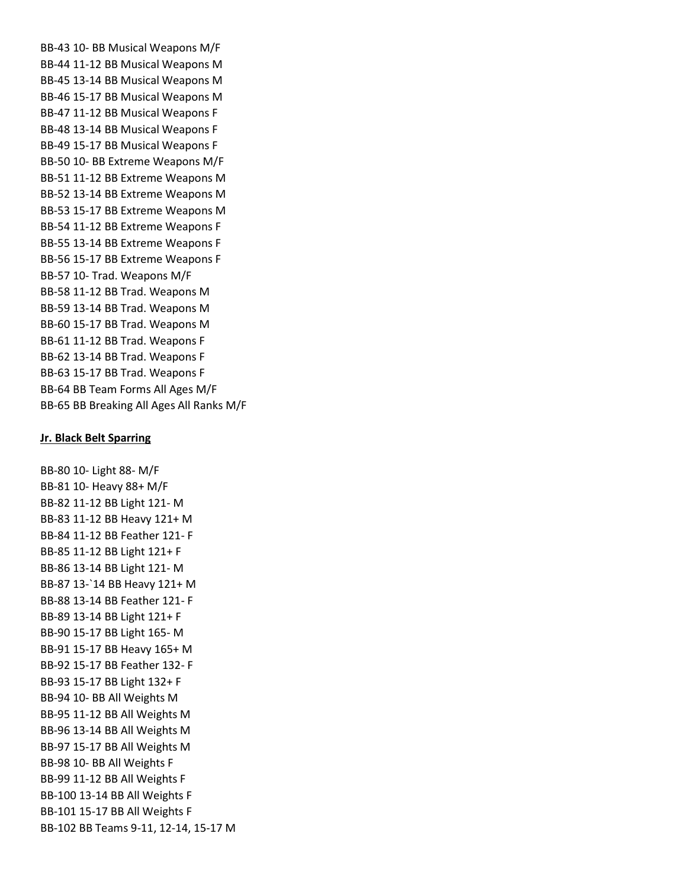BB-43 10- BB Musical Weapons M/F
BB-44 11-12 BB Musical Weapons M
BB-45 13-14 BB Musical Weapons M
BB-46 15-17 BB Musical Weapons M
BB-47 11-12 BB Musical Weapons F
BB-48 13-14 BB Musical Weapons F
BB-49 15-17 BB Musical Weapons F
BB-50 10- BB Extreme Weapons M/F
BB-51 11-12 BB Extreme Weapons M
BB-52 13-14 BB Extreme Weapons M
BB-53 15-17 BB Extreme Weapons M
BB-54 11-12 BB Extreme Weapons F
BB-55 13-14 BB Extreme Weapons F
BB-56 15-17 BB Extreme Weapons F
BB-57 10- Trad. Weapons M/F
BB-58 11-12 BB Trad. Weapons M
BB-59 13-14 BB Trad. Weapons M
BB-60 15-17 BB Trad. Weapons M
BB-61 11-12 BB Trad. Weapons F
BB-62 13-14 BB Trad. Weapons F
BB-63 15-17 BB Trad. Weapons F
BB-64 BB Team Forms All Ages M/F
BB-65 BB Breaking All Ages All Ranks M/F

**Jr. Black Belt Sparring**

BB-80 10- Light 88- M/F
BB-81 10- Heavy 88+ M/F
BB-82 11-12 BB Light 121- M
BB-83 11-12 BB Heavy 121+ M
BB-84 11-12 BB Feather 121- F
BB-85 11-12 BB Light 121+ F
BB-86 13-14 BB Light 121- M
BB-87 13-`14 BB Heavy 121+ M
BB-88 13-14 BB Feather 121- F
BB-89 13-14 BB Light 121+ F
BB-90 15-17 BB Light 165- M
BB-91 15-17 BB Heavy 165+ M
BB-92 15-17 BB Feather 132- F
BB-93 15-17 BB Light 132+ F
BB-94 10- BB All Weights M
BB-95 11-12 BB All Weights M
BB-96 13-14 BB All Weights M
BB-97 15-17 BB All Weights M
BB-98 10- BB All Weights F
BB-99 11-12 BB All Weights F
BB-100 13-14 BB All Weights F
BB-101 15-17 BB All Weights F
BB-102 BB Teams 9-11, 12-14, 15-17 M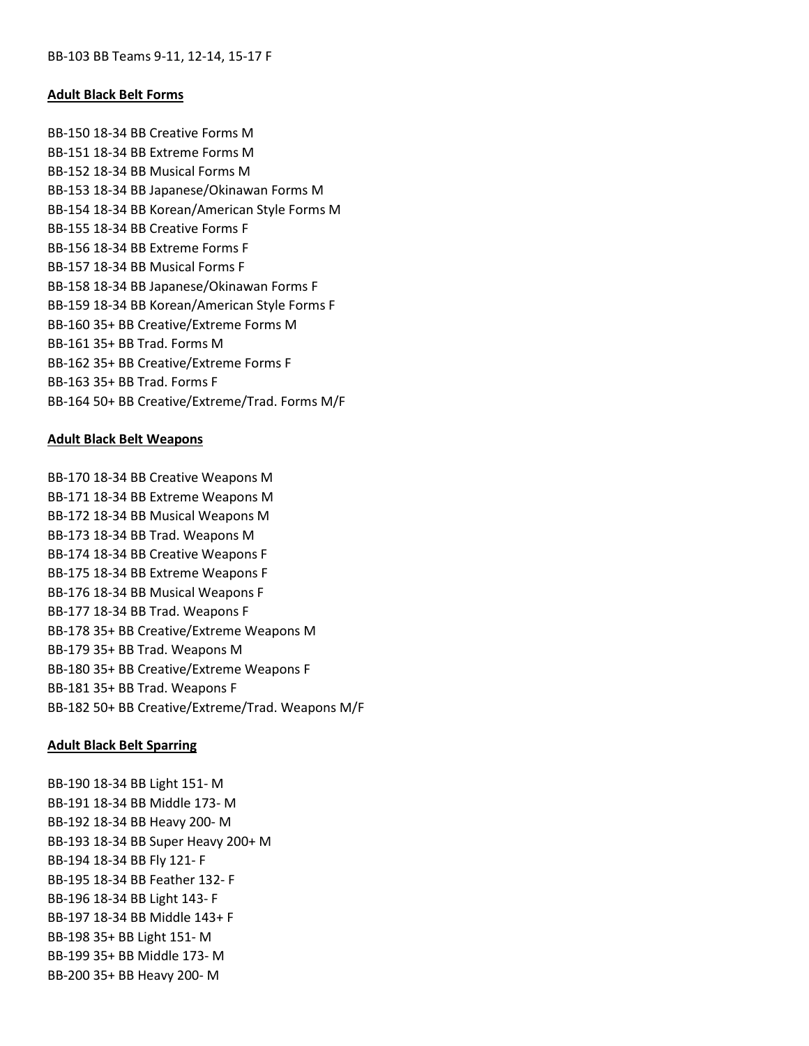BB-103 BB Teams 9-11, 12-14, 15-17 F

**Adult Black Belt Forms**

BB-150 18-34 BB Creative Forms M
BB-151 18-34 BB Extreme Forms M
BB-152 18-34 BB Musical Forms M
BB-153 18-34 BB Japanese/Okinawan Forms M
BB-154 18-34 BB Korean/American Style Forms M
BB-155 18-34 BB Creative Forms F
BB-156 18-34 BB Extreme Forms F
BB-157 18-34 BB Musical Forms F
BB-158 18-34 BB Japanese/Okinawan Forms F
BB-159 18-34 BB Korean/American Style Forms F
BB-160 35+ BB Creative/Extreme Forms M
BB-161 35+ BB Trad. Forms M
BB-162 35+ BB Creative/Extreme Forms F
BB-163 35+ BB Trad. Forms F
BB-164 50+ BB Creative/Extreme/Trad. Forms M/F

**Adult Black Belt Weapons**

BB-170 18-34 BB Creative Weapons M
BB-171 18-34 BB Extreme Weapons M
BB-172 18-34 BB Musical Weapons M
BB-173 18-34 BB Trad. Weapons M
BB-174 18-34 BB Creative Weapons F
BB-175 18-34 BB Extreme Weapons F
BB-176 18-34 BB Musical Weapons F
BB-177 18-34 BB Trad. Weapons F
BB-178 35+ BB Creative/Extreme Weapons M
BB-179 35+ BB Trad. Weapons M
BB-180 35+ BB Creative/Extreme Weapons F
BB-181 35+ BB Trad. Weapons F
BB-182 50+ BB Creative/Extreme/Trad. Weapons M/F

**Adult Black Belt Sparring**

BB-190 18-34 BB Light 151- M
BB-191 18-34 BB Middle 173- M
BB-192 18-34 BB Heavy 200- M
BB-193 18-34 BB Super Heavy 200+ M
BB-194 18-34 BB Fly 121- F
BB-195 18-34 BB Feather 132- F
BB-196 18-34 BB Light 143- F
BB-197 18-34 BB Middle 143+ F
BB-198 35+ BB Light 151- M
BB-199 35+ BB Middle 173- M
BB-200 35+ BB Heavy 200- M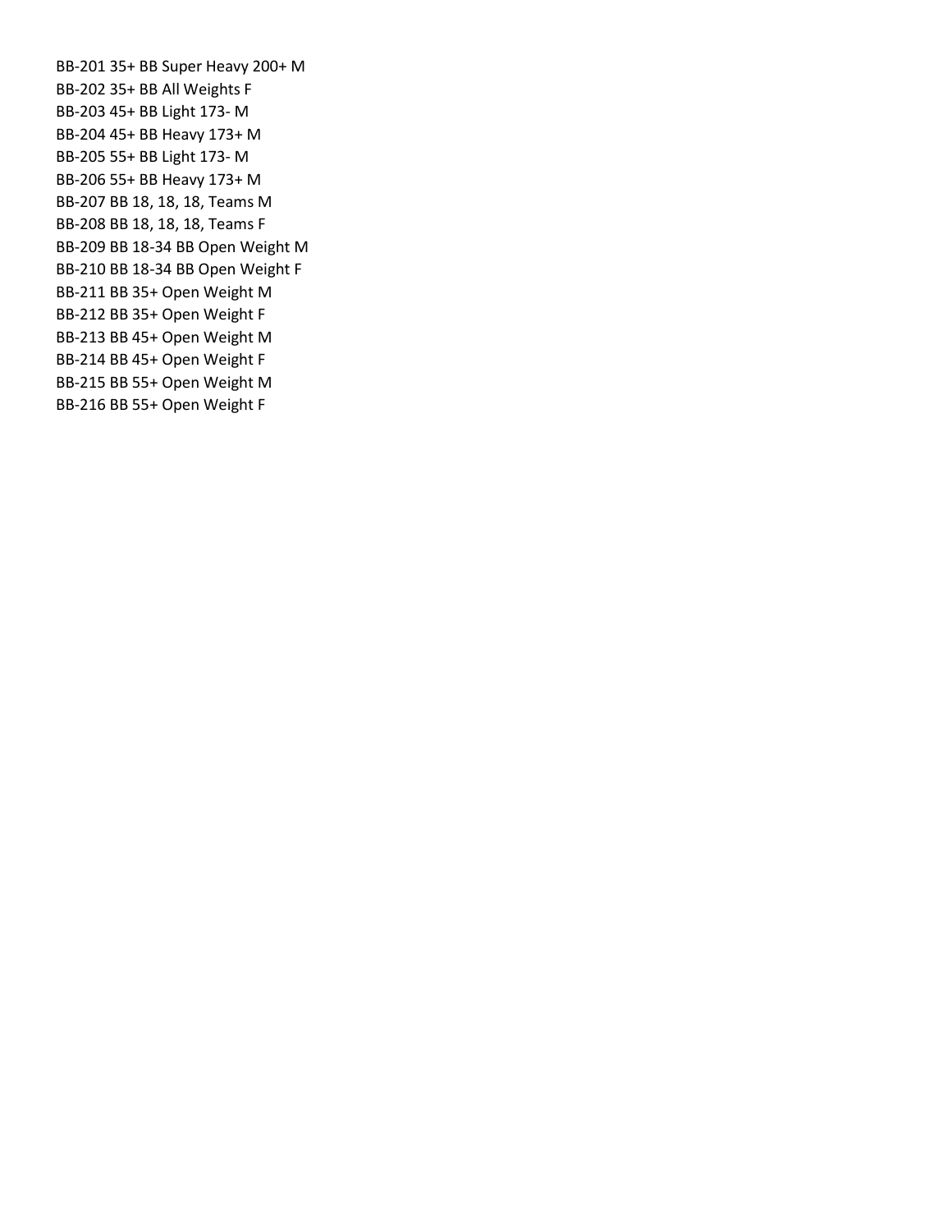BB-201 35+ BB Super Heavy 200+ M
BB-202 35+ BB All Weights F
BB-203 45+ BB Light 173- M
BB-204 45+ BB Heavy 173+ M
BB-205 55+ BB Light 173- M
BB-206 55+ BB Heavy 173+ M
BB-207 BB 18, 18, 18, Teams M
BB-208 BB 18, 18, 18, Teams F
BB-209 BB 18-34 BB Open Weight M
BB-210 BB 18-34 BB Open Weight F
BB-211 BB 35+ Open Weight M
BB-212 BB 35+ Open Weight F
BB-213 BB 45+ Open Weight M
BB-214 BB 45+ Open Weight F
BB-215 BB 55+ Open Weight M
BB-216 BB 55+ Open Weight F